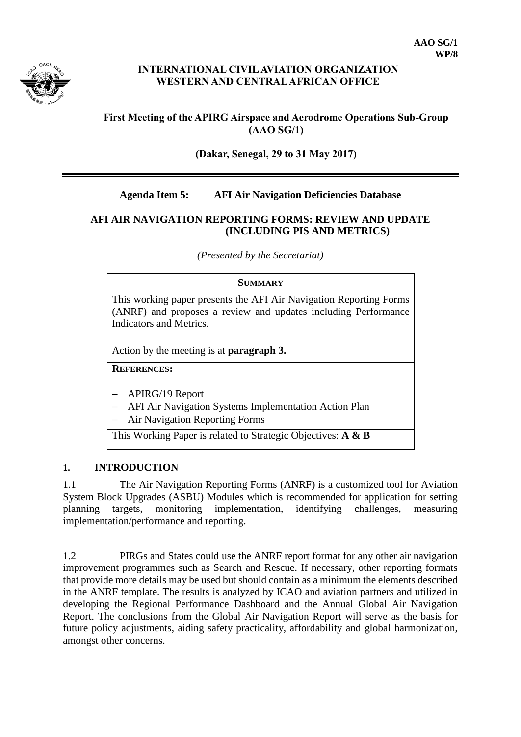**AAO SG/1**
**WP/8**

**INTERNATIONAL CIVIL AVIATION ORGANIZATION**
**WESTERN AND CENTRAL AFRICAN OFFICE**

**First Meeting of the APIRG Airspace and Aerodrome Operations Sub-Group (AAO SG/1)**

**(Dakar, Senegal, 29 to 31 May 2017)**

---

**Agenda Item 5: AFI Air Navigation Deficiencies Database**

**AFI AIR NAVIGATION REPORTING FORMS: REVIEW AND UPDATE (INCLUDING PIS AND METRICS)**

*(Presented by the Secretariat)*

| **SUMMARY** |
|---|
| This working paper presents the AFI Air Navigation Reporting Forms (ANRF) and proposes a review and updates including Performance Indicators and Metrics.<br><br>Action by the meeting is at **paragraph 3.** |
| **REFERENCES:**<br><br>– APIRG/19 Report<br>– AFI Air Navigation Systems Implementation Action Plan<br>– Air Navigation Reporting Forms |
| This Working Paper is related to Strategic Objectives: **A & B** |

## 1. INTRODUCTION

1.1 The Air Navigation Reporting Forms (ANRF) is a customized tool for Aviation System Block Upgrades (ASBU) Modules which is recommended for application for setting planning targets, monitoring implementation, identifying challenges, measuring implementation/performance and reporting.

1.2 PIRGs and States could use the ANRF report format for any other air navigation improvement programmes such as Search and Rescue. If necessary, other reporting formats that provide more details may be used but should contain as a minimum the elements described in the ANRF template. The results is analyzed by ICAO and aviation partners and utilized in developing the Regional Performance Dashboard and the Annual Global Air Navigation Report. The conclusions from the Global Air Navigation Report will serve as the basis for future policy adjustments, aiding safety practicality, affordability and global harmonization, amongst other concerns.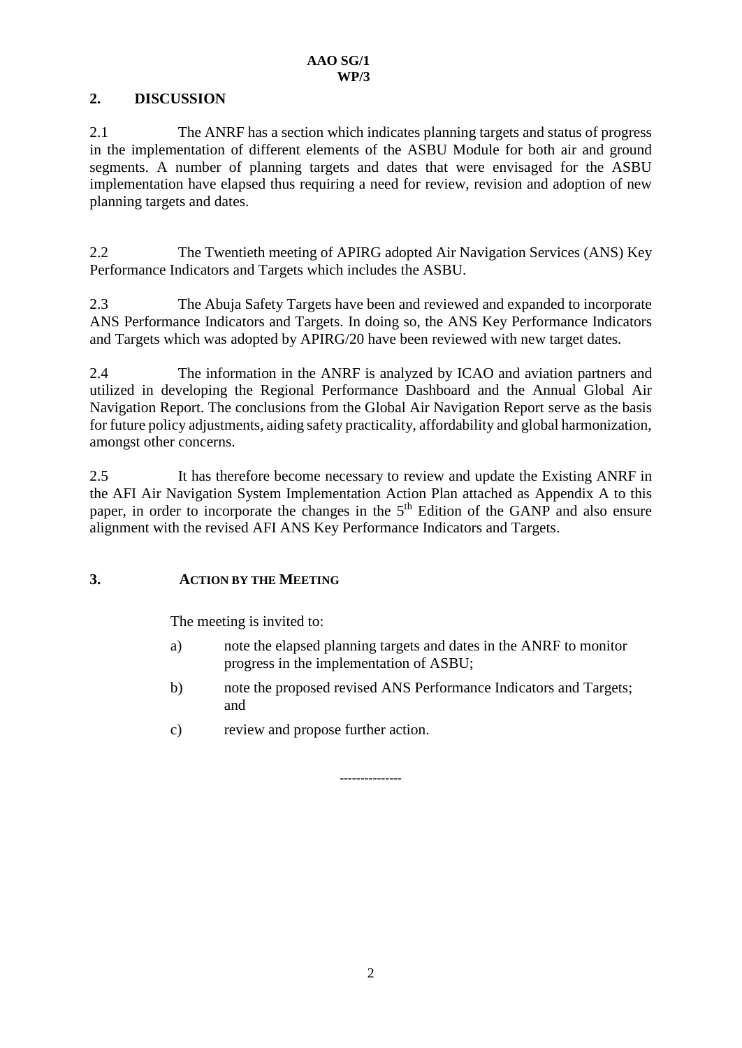## 2. DISCUSSION

2.1 The ANRF has a section which indicates planning targets and status of progress in the implementation of different elements of the ASBU Module for both air and ground segments. A number of planning targets and dates that were envisaged for the ASBU implementation have elapsed thus requiring a need for review, revision and adoption of new planning targets and dates.

2.2 The Twentieth meeting of APIRG adopted Air Navigation Services (ANS) Key Performance Indicators and Targets which includes the ASBU.

2.3 The Abuja Safety Targets have been and reviewed and expanded to incorporate ANS Performance Indicators and Targets. In doing so, the ANS Key Performance Indicators and Targets which was adopted by APIRG/20 have been reviewed with new target dates.

2.4 The information in the ANRF is analyzed by ICAO and aviation partners and utilized in developing the Regional Performance Dashboard and the Annual Global Air Navigation Report. The conclusions from the Global Air Navigation Report serve as the basis for future policy adjustments, aiding safety practicality, affordability and global harmonization, amongst other concerns.

2.5 It has therefore become necessary to review and update the Existing ANRF in the AFI Air Navigation System Implementation Action Plan attached as Appendix A to this paper, in order to incorporate the changes in the 5th Edition of the GANP and also ensure alignment with the revised AFI ANS Key Performance Indicators and Targets.

## 3. ACTION BY THE MEETING

The meeting is invited to:

a) note the elapsed planning targets and dates in the ANRF to monitor progress in the implementation of ASBU;

b) note the proposed revised ANS Performance Indicators and Targets; and

c) review and propose further action.

---------------